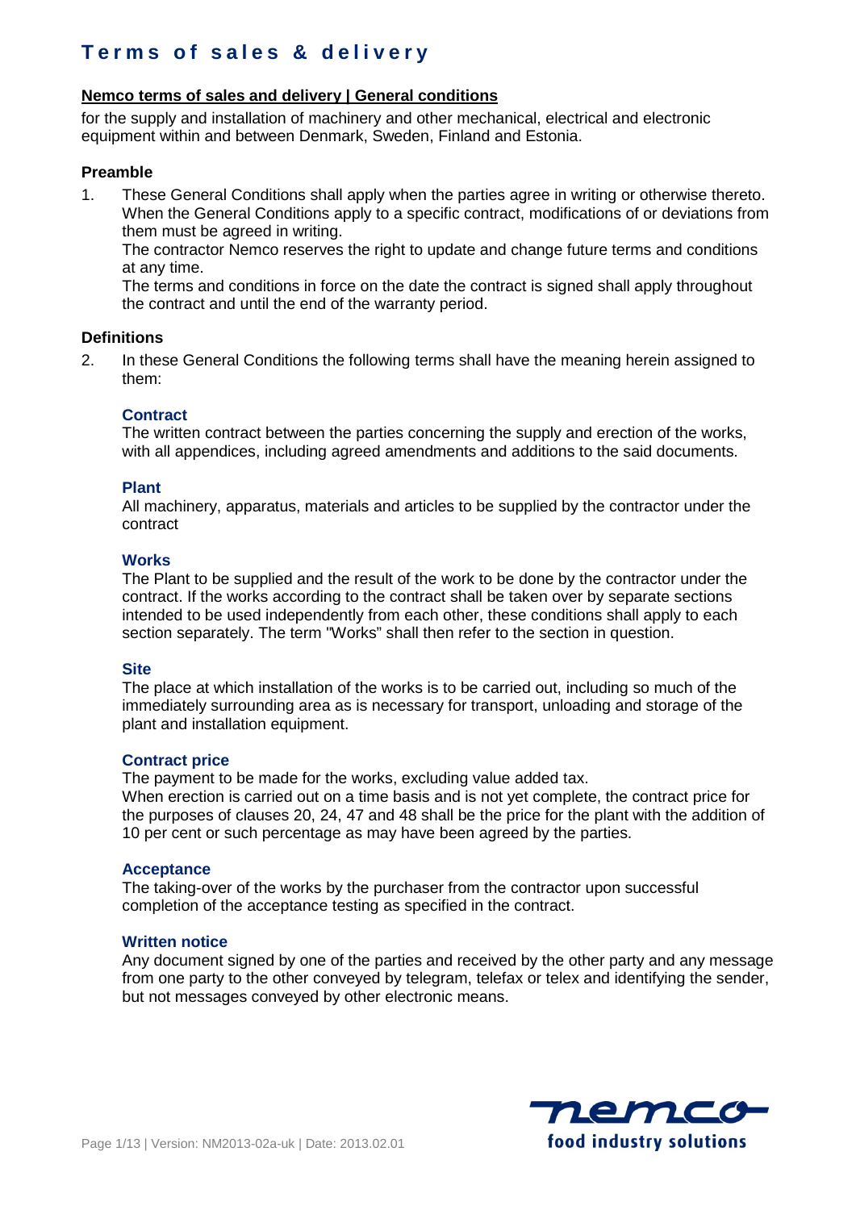# Terms of sales & delivery

**Nemco terms of sales and delivery | General conditions**

for the supply and installation of machinery and other mechanical, electrical and electronic equipment within and between Denmark, Sweden, Finland and Estonia.

### Preamble

1. These General Conditions shall apply when the parties agree in writing or otherwise thereto. When the General Conditions apply to a specific contract, modifications of or deviations from them must be agreed in writing.
   The contractor Nemco reserves the right to update and change future terms and conditions at any time.
   The terms and conditions in force on the date the contract is signed shall apply throughout the contract and until the end of the warranty period.

### Definitions

2. In these General Conditions the following terms shall have the meaning herein assigned to them:

   **Contract**
   The written contract between the parties concerning the supply and erection of the works, with all appendices, including agreed amendments and additions to the said documents.

   **Plant**
   All machinery, apparatus, materials and articles to be supplied by the contractor under the contract

   **Works**
   The Plant to be supplied and the result of the work to be done by the contractor under the contract. If the works according to the contract shall be taken over by separate sections intended to be used independently from each other, these conditions shall apply to each section separately. The term "Works" shall then refer to the section in question.

   **Site**
   The place at which installation of the works is to be carried out, including so much of the immediately surrounding area as is necessary for transport, unloading and storage of the plant and installation equipment.

   **Contract price**
   The payment to be made for the works, excluding value added tax.
   When erection is carried out on a time basis and is not yet complete, the contract price for the purposes of clauses 20, 24, 47 and 48 shall be the price for the plant with the addition of 10 per cent or such percentage as may have been agreed by the parties.

   **Acceptance**
   The taking-over of the works by the purchaser from the contractor upon successful completion of the acceptance testing as specified in the contract.

   **Written notice**
   Any document signed by one of the parties and received by the other party and any message from one party to the other conveyed by telegram, telefax or telex and identifying the sender, but not messages conveyed by other electronic means.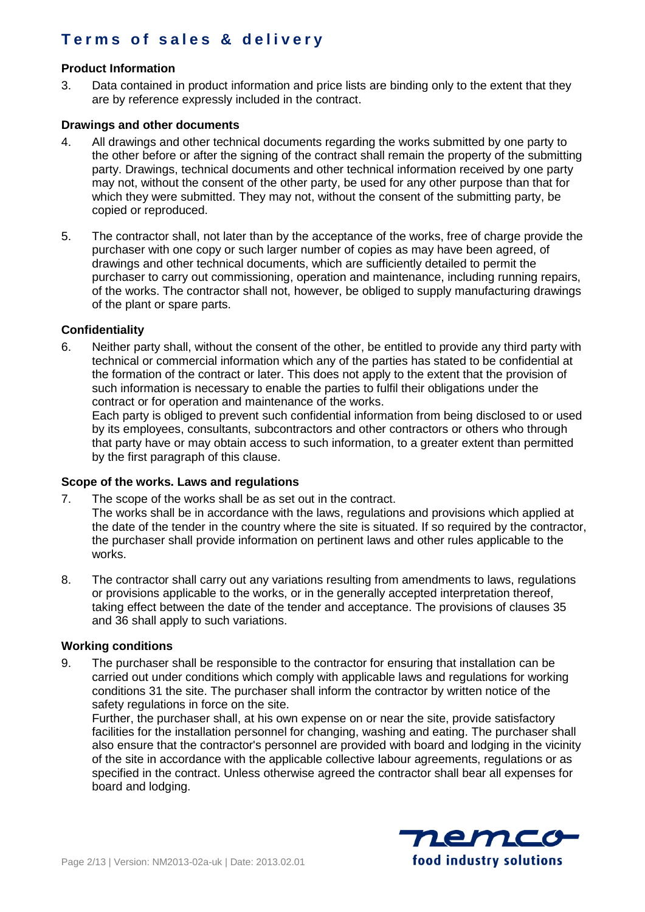# Terms of sales & delivery

### Product Information

3. Data contained in product information and price lists are binding only to the extent that they are by reference expressly included in the contract.

### Drawings and other documents

4. All drawings and other technical documents regarding the works submitted by one party to the other before or after the signing of the contract shall remain the property of the submitting party. Drawings, technical documents and other technical information received by one party may not, without the consent of the other party, be used for any other purpose than that for which they were submitted. They may not, without the consent of the submitting party, be copied or reproduced.

5. The contractor shall, not later than by the acceptance of the works, free of charge provide the purchaser with one copy or such larger number of copies as may have been agreed, of drawings and other technical documents, which are sufficiently detailed to permit the purchaser to carry out commissioning, operation and maintenance, including running repairs, of the works. The contractor shall not, however, be obliged to supply manufacturing drawings of the plant or spare parts.

### Confidentiality

6. Neither party shall, without the consent of the other, be entitled to provide any third party with technical or commercial information which any of the parties has stated to be confidential at the formation of the contract or later. This does not apply to the extent that the provision of such information is necessary to enable the parties to fulfil their obligations under the contract or for operation and maintenance of the works.
   Each party is obliged to prevent such confidential information from being disclosed to or used by its employees, consultants, subcontractors and other contractors or others who through that party have or may obtain access to such information, to a greater extent than permitted by the first paragraph of this clause.

### Scope of the works. Laws and regulations

7. The scope of the works shall be as set out in the contract.
   The works shall be in accordance with the laws, regulations and provisions which applied at the date of the tender in the country where the site is situated. If so required by the contractor, the purchaser shall provide information on pertinent laws and other rules applicable to the works.

8. The contractor shall carry out any variations resulting from amendments to laws, regulations or provisions applicable to the works, or in the generally accepted interpretation thereof, taking effect between the date of the tender and acceptance. The provisions of clauses 35 and 36 shall apply to such variations.

### Working conditions

9. The purchaser shall be responsible to the contractor for ensuring that installation can be carried out under conditions which comply with applicable laws and regulations for working conditions 31 the site. The purchaser shall inform the contractor by written notice of the safety regulations in force on the site.
   Further, the purchaser shall, at his own expense on or near the site, provide satisfactory facilities for the installation personnel for changing, washing and eating. The purchaser shall also ensure that the contractor's personnel are provided with board and lodging in the vicinity of the site in accordance with the applicable collective labour agreements, regulations or as specified in the contract. Unless otherwise agreed the contractor shall bear all expenses for board and lodging.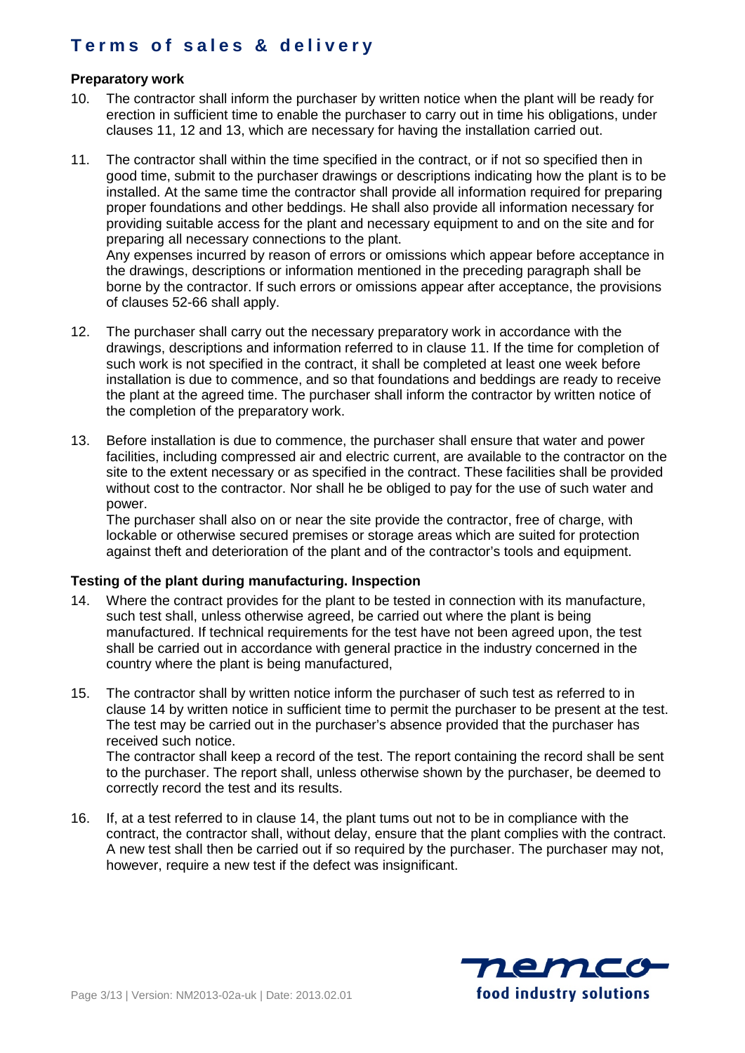# Terms of sales & delivery

### Preparatory work

10. The contractor shall inform the purchaser by written notice when the plant will be ready for erection in sufficient time to enable the purchaser to carry out in time his obligations, under clauses 11, 12 and 13, which are necessary for having the installation carried out.

11. The contractor shall within the time specified in the contract, or if not so specified then in good time, submit to the purchaser drawings or descriptions indicating how the plant is to be installed. At the same time the contractor shall provide all information required for preparing proper foundations and other beddings. He shall also provide all information necessary for providing suitable access for the plant and necessary equipment to and on the site and for preparing all necessary connections to the plant.
    Any expenses incurred by reason of errors or omissions which appear before acceptance in the drawings, descriptions or information mentioned in the preceding paragraph shall be borne by the contractor. If such errors or omissions appear after acceptance, the provisions of clauses 52-66 shall apply.

12. The purchaser shall carry out the necessary preparatory work in accordance with the drawings, descriptions and information referred to in clause 11. If the time for completion of such work is not specified in the contract, it shall be completed at least one week before installation is due to commence, and so that foundations and beddings are ready to receive the plant at the agreed time. The purchaser shall inform the contractor by written notice of the completion of the preparatory work.

13. Before installation is due to commence, the purchaser shall ensure that water and power facilities, including compressed air and electric current, are available to the contractor on the site to the extent necessary or as specified in the contract. These facilities shall be provided without cost to the contractor. Nor shall he be obliged to pay for the use of such water and power.
    The purchaser shall also on or near the site provide the contractor, free of charge, with lockable or otherwise secured premises or storage areas which are suited for protection against theft and deterioration of the plant and of the contractor's tools and equipment.

### Testing of the plant during manufacturing. Inspection

14. Where the contract provides for the plant to be tested in connection with its manufacture, such test shall, unless otherwise agreed, be carried out where the plant is being manufactured. If technical requirements for the test have not been agreed upon, the test shall be carried out in accordance with general practice in the industry concerned in the country where the plant is being manufactured,

15. The contractor shall by written notice inform the purchaser of such test as referred to in clause 14 by written notice in sufficient time to permit the purchaser to be present at the test. The test may be carried out in the purchaser's absence provided that the purchaser has received such notice.
    The contractor shall keep a record of the test. The report containing the record shall be sent to the purchaser. The report shall, unless otherwise shown by the purchaser, be deemed to correctly record the test and its results.

16. If, at a test referred to in clause 14, the plant tums out not to be in compliance with the contract, the contractor shall, without delay, ensure that the plant complies with the contract. A new test shall then be carried out if so required by the purchaser. The purchaser may not, however, require a new test if the defect was insignificant.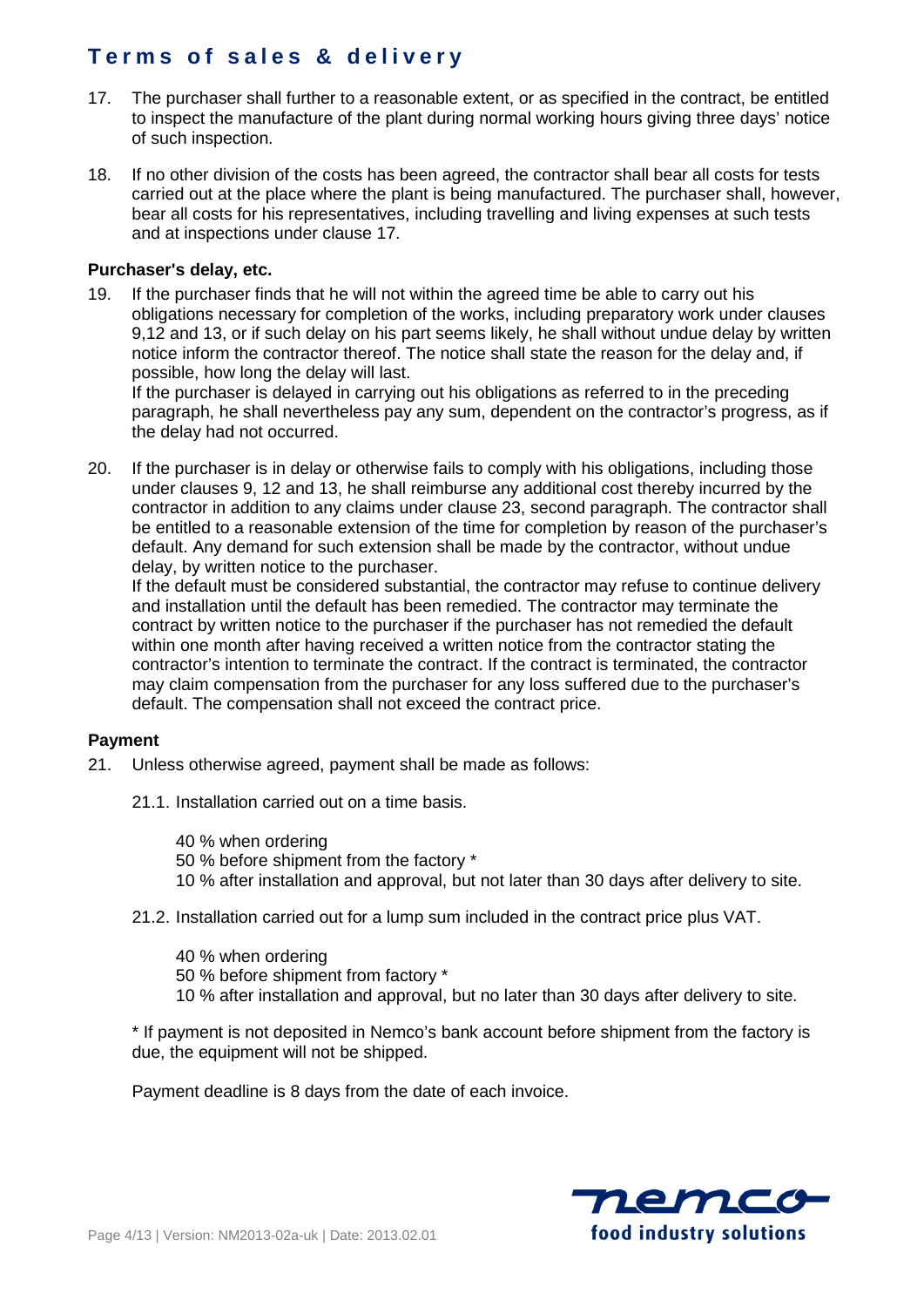17. The purchaser shall further to a reasonable extent, or as specified in the contract, be entitled to inspect the manufacture of the plant during normal working hours giving three days' notice of such inspection.

18. If no other division of the costs has been agreed, the contractor shall bear all costs for tests carried out at the place where the plant is being manufactured. The purchaser shall, however, bear all costs for his representatives, including travelling and living expenses at such tests and at inspections under clause 17.

**Purchaser's delay, etc.**

19. If the purchaser finds that he will not within the agreed time be able to carry out his obligations necessary for completion of the works, including preparatory work under clauses 9,12 and 13, or if such delay on his part seems likely, he shall without undue delay by written notice inform the contractor thereof. The notice shall state the reason for the delay and, if possible, how long the delay will last.
If the purchaser is delayed in carrying out his obligations as referred to in the preceding paragraph, he shall nevertheless pay any sum, dependent on the contractor's progress, as if the delay had not occurred.

20. If the purchaser is in delay or otherwise fails to comply with his obligations, including those under clauses 9, 12 and 13, he shall reimburse any additional cost thereby incurred by the contractor in addition to any claims under clause 23, second paragraph. The contractor shall be entitled to a reasonable extension of the time for completion by reason of the purchaser's default. Any demand for such extension shall be made by the contractor, without undue delay, by written notice to the purchaser.
If the default must be considered substantial, the contractor may refuse to continue delivery and installation until the default has been remedied. The contractor may terminate the contract by written notice to the purchaser if the purchaser has not remedied the default within one month after having received a written notice from the contractor stating the contractor's intention to terminate the contract. If the contract is terminated, the contractor may claim compensation from the purchaser for any loss suffered due to the purchaser's default. The compensation shall not exceed the contract price.

**Payment**

21. Unless otherwise agreed, payment shall be made as follows:

    21.1. Installation carried out on a time basis.

    40 % when ordering
    50 % before shipment from the factory *
    10 % after installation and approval, but not later than 30 days after delivery to site.

    21.2. Installation carried out for a lump sum included in the contract price plus VAT.

    40 % when ordering
    50 % before shipment from factory *
    10 % after installation and approval, but no later than 30 days after delivery to site.

    * If payment is not deposited in Nemco's bank account before shipment from the factory is due, the equipment will not be shipped.

    Payment deadline is 8 days from the date of each invoice.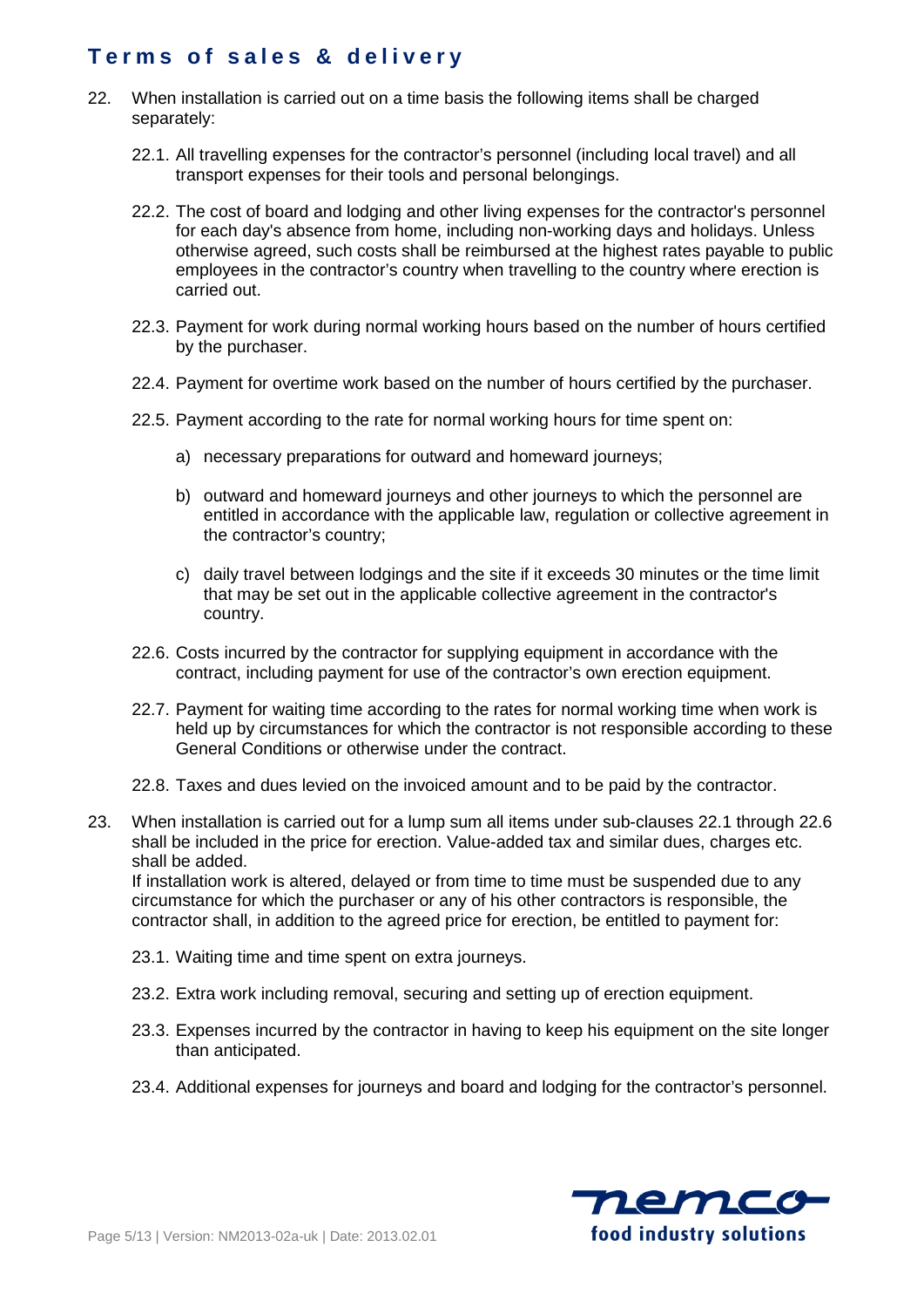22. When installation is carried out on a time basis the following items shall be charged separately:

    22.1. All travelling expenses for the contractor's personnel (including local travel) and all transport expenses for their tools and personal belongings.

    22.2. The cost of board and lodging and other living expenses for the contractor's personnel for each day's absence from home, including non-working days and holidays. Unless otherwise agreed, such costs shall be reimbursed at the highest rates payable to public employees in the contractor's country when travelling to the country where erection is carried out.

    22.3. Payment for work during normal working hours based on the number of hours certified by the purchaser.

    22.4. Payment for overtime work based on the number of hours certified by the purchaser.

    22.5. Payment according to the rate for normal working hours for time spent on:

    a) necessary preparations for outward and homeward journeys;

    b) outward and homeward journeys and other journeys to which the personnel are entitled in accordance with the applicable law, regulation or collective agreement in the contractor's country;

    c) daily travel between lodgings and the site if it exceeds 30 minutes or the time limit that may be set out in the applicable collective agreement in the contractor's country.

    22.6. Costs incurred by the contractor for supplying equipment in accordance with the contract, including payment for use of the contractor's own erection equipment.

    22.7. Payment for waiting time according to the rates for normal working time when work is held up by circumstances for which the contractor is not responsible according to these General Conditions or otherwise under the contract.

    22.8. Taxes and dues levied on the invoiced amount and to be paid by the contractor.

23. When installation is carried out for a lump sum all items under sub-clauses 22.1 through 22.6 shall be included in the price for erection. Value-added tax and similar dues, charges etc. shall be added.
    If installation work is altered, delayed or from time to time must be suspended due to any circumstance for which the purchaser or any of his other contractors is responsible, the contractor shall, in addition to the agreed price for erection, be entitled to payment for:

    23.1. Waiting time and time spent on extra journeys.

    23.2. Extra work including removal, securing and setting up of erection equipment.

    23.3. Expenses incurred by the contractor in having to keep his equipment on the site longer than anticipated.

    23.4. Additional expenses for journeys and board and lodging for the contractor's personnel.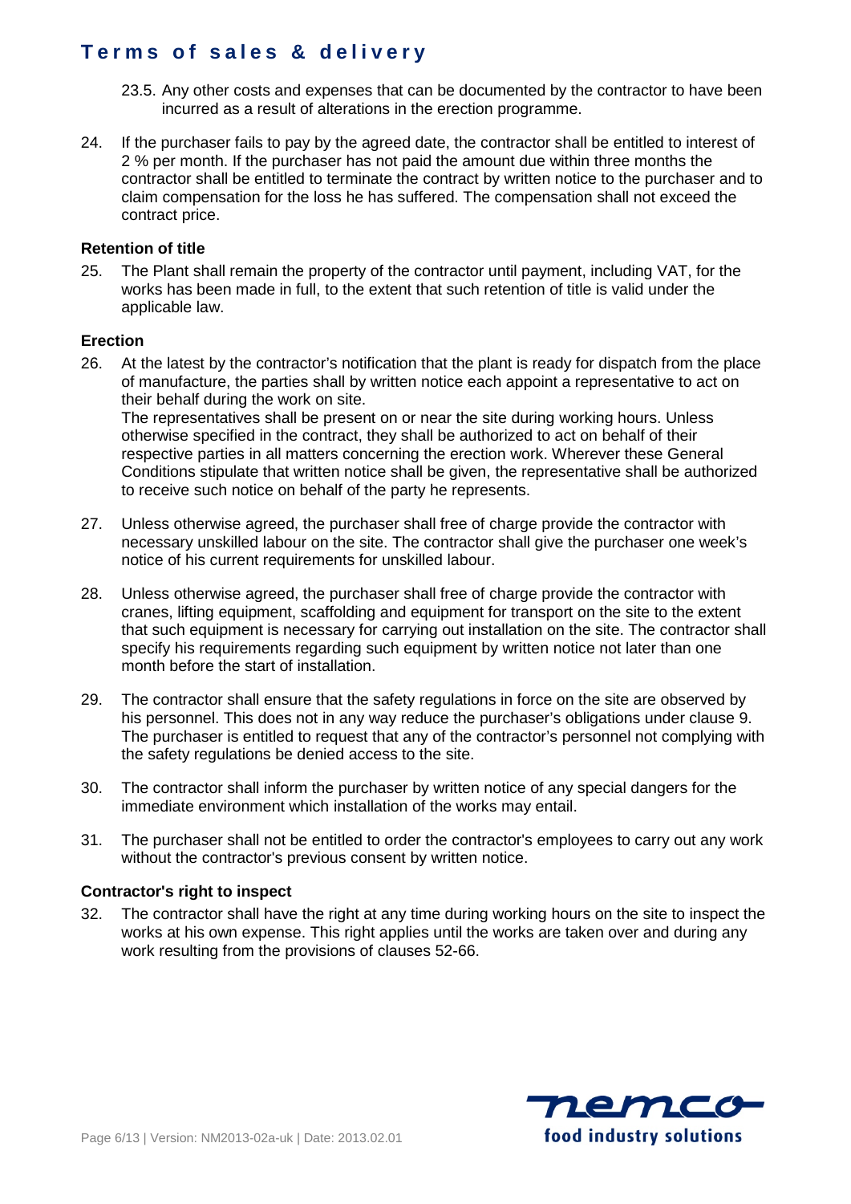23.5. Any other costs and expenses that can be documented by the contractor to have been incurred as a result of alterations in the erection programme.

24. If the purchaser fails to pay by the agreed date, the contractor shall be entitled to interest of 2 % per month. If the purchaser has not paid the amount due within three months the contractor shall be entitled to terminate the contract by written notice to the purchaser and to claim compensation for the loss he has suffered. The compensation shall not exceed the contract price.

**Retention of title**

25. The Plant shall remain the property of the contractor until payment, including VAT, for the works has been made in full, to the extent that such retention of title is valid under the applicable law.

**Erection**

26. At the latest by the contractor's notification that the plant is ready for dispatch from the place of manufacture, the parties shall by written notice each appoint a representative to act on their behalf during the work on site.
The representatives shall be present on or near the site during working hours. Unless otherwise specified in the contract, they shall be authorized to act on behalf of their respective parties in all matters concerning the erection work. Wherever these General Conditions stipulate that written notice shall be given, the representative shall be authorized to receive such notice on behalf of the party he represents.

27. Unless otherwise agreed, the purchaser shall free of charge provide the contractor with necessary unskilled labour on the site. The contractor shall give the purchaser one week's notice of his current requirements for unskilled labour.

28. Unless otherwise agreed, the purchaser shall free of charge provide the contractor with cranes, lifting equipment, scaffolding and equipment for transport on the site to the extent that such equipment is necessary for carrying out installation on the site. The contractor shall specify his requirements regarding such equipment by written notice not later than one month before the start of installation.

29. The contractor shall ensure that the safety regulations in force on the site are observed by his personnel. This does not in any way reduce the purchaser's obligations under clause 9. The purchaser is entitled to request that any of the contractor's personnel not complying with the safety regulations be denied access to the site.

30. The contractor shall inform the purchaser by written notice of any special dangers for the immediate environment which installation of the works may entail.

31. The purchaser shall not be entitled to order the contractor's employees to carry out any work without the contractor's previous consent by written notice.

**Contractor's right to inspect**

32. The contractor shall have the right at any time during working hours on the site to inspect the works at his own expense. This right applies until the works are taken over and during any work resulting from the provisions of clauses 52-66.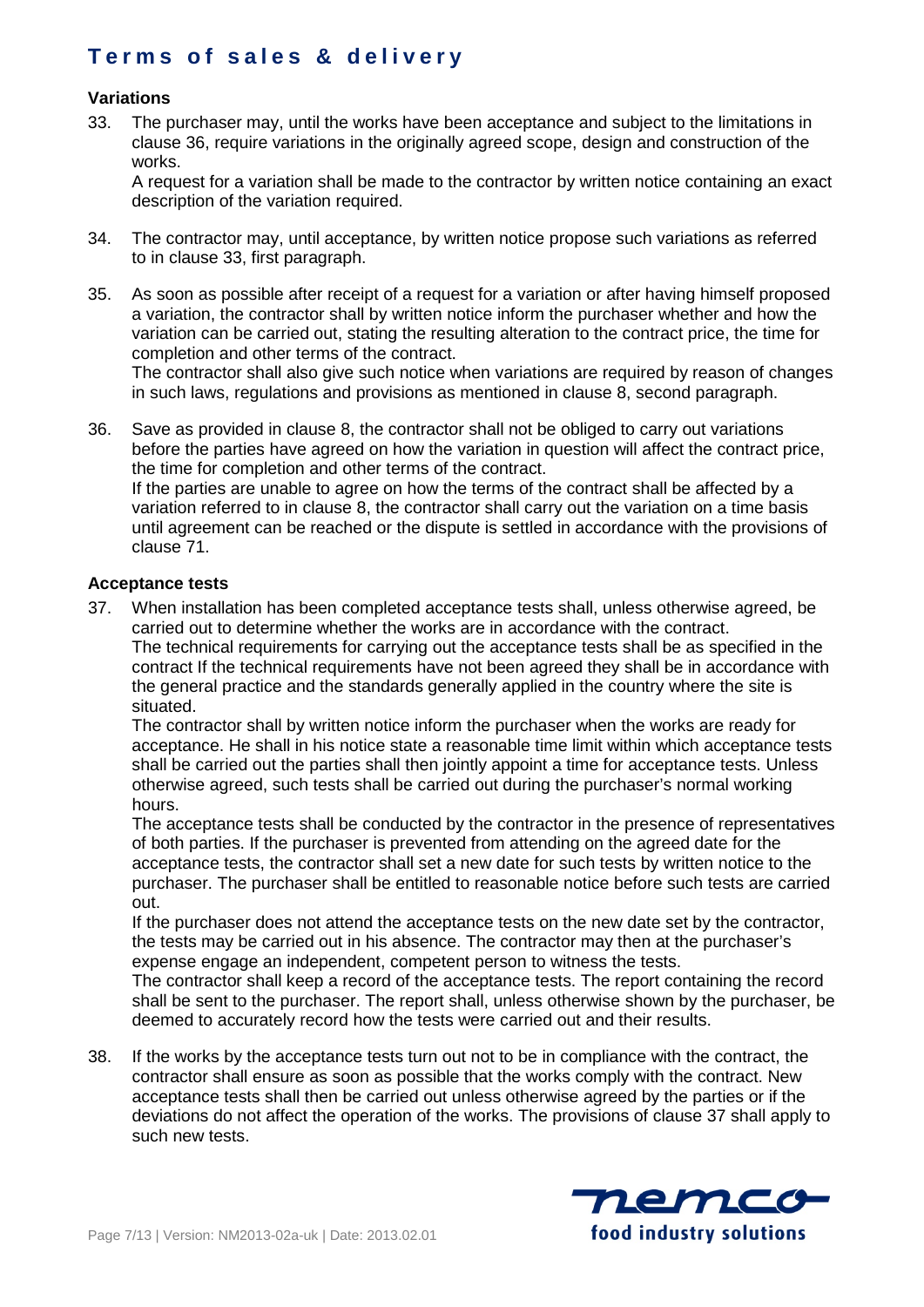### Variations

33. The purchaser may, until the works have been acceptance and subject to the limitations in clause 36, require variations in the originally agreed scope, design and construction of the works.
    A request for a variation shall be made to the contractor by written notice containing an exact description of the variation required.

34. The contractor may, until acceptance, by written notice propose such variations as referred to in clause 33, first paragraph.

35. As soon as possible after receipt of a request for a variation or after having himself proposed a variation, the contractor shall by written notice inform the purchaser whether and how the variation can be carried out, stating the resulting alteration to the contract price, the time for completion and other terms of the contract.
    The contractor shall also give such notice when variations are required by reason of changes in such laws, regulations and provisions as mentioned in clause 8, second paragraph.

36. Save as provided in clause 8, the contractor shall not be obliged to carry out variations before the parties have agreed on how the variation in question will affect the contract price, the time for completion and other terms of the contract.
    If the parties are unable to agree on how the terms of the contract shall be affected by a variation referred to in clause 8, the contractor shall carry out the variation on a time basis until agreement can be reached or the dispute is settled in accordance with the provisions of clause 71.

### Acceptance tests

37. When installation has been completed acceptance tests shall, unless otherwise agreed, be carried out to determine whether the works are in accordance with the contract.
    The technical requirements for carrying out the acceptance tests shall be as specified in the contract If the technical requirements have not been agreed they shall be in accordance with the general practice and the standards generally applied in the country where the site is situated.
    The contractor shall by written notice inform the purchaser when the works are ready for acceptance. He shall in his notice state a reasonable time limit within which acceptance tests shall be carried out the parties shall then jointly appoint a time for acceptance tests. Unless otherwise agreed, such tests shall be carried out during the purchaser's normal working hours.
    The acceptance tests shall be conducted by the contractor in the presence of representatives of both parties. If the purchaser is prevented from attending on the agreed date for the acceptance tests, the contractor shall set a new date for such tests by written notice to the purchaser. The purchaser shall be entitled to reasonable notice before such tests are carried out.
    If the purchaser does not attend the acceptance tests on the new date set by the contractor, the tests may be carried out in his absence. The contractor may then at the purchaser's expense engage an independent, competent person to witness the tests.
    The contractor shall keep a record of the acceptance tests. The report containing the record shall be sent to the purchaser. The report shall, unless otherwise shown by the purchaser, be deemed to accurately record how the tests were carried out and their results.

38. If the works by the acceptance tests turn out not to be in compliance with the contract, the contractor shall ensure as soon as possible that the works comply with the contract. New acceptance tests shall then be carried out unless otherwise agreed by the parties or if the deviations do not affect the operation of the works. The provisions of clause 37 shall apply to such new tests.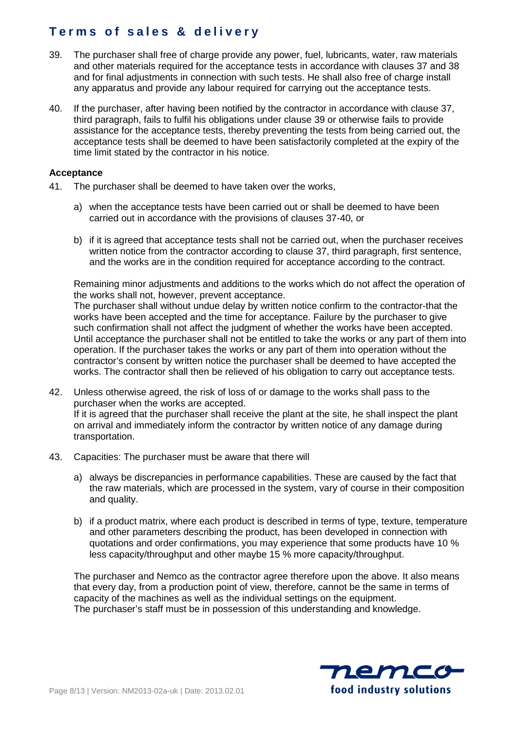39. The purchaser shall free of charge provide any power, fuel, lubricants, water, raw materials and other materials required for the acceptance tests in accordance with clauses 37 and 38 and for final adjustments in connection with such tests. He shall also free of charge install any apparatus and provide any labour required for carrying out the acceptance tests.

40. If the purchaser, after having been notified by the contractor in accordance with clause 37, third paragraph, fails to fulfil his obligations under clause 39 or otherwise fails to provide assistance for the acceptance tests, thereby preventing the tests from being carried out, the acceptance tests shall be deemed to have been satisfactorily completed at the expiry of the time limit stated by the contractor in his notice.

**Acceptance**

41. The purchaser shall be deemed to have taken over the works,

    a) when the acceptance tests have been carried out or shall be deemed to have been carried out in accordance with the provisions of clauses 37-40, or

    b) if it is agreed that acceptance tests shall not be carried out, when the purchaser receives written notice from the contractor according to clause 37, third paragraph, first sentence, and the works are in the condition required for acceptance according to the contract.

    Remaining minor adjustments and additions to the works which do not affect the operation of the works shall not, however, prevent acceptance.
    The purchaser shall without undue delay by written notice confirm to the contractor-that the works have been accepted and the time for acceptance. Failure by the purchaser to give such confirmation shall not affect the judgment of whether the works have been accepted. Until acceptance the purchaser shall not be entitled to take the works or any part of them into operation. If the purchaser takes the works or any part of them into operation without the contractor's consent by written notice the purchaser shall be deemed to have accepted the works. The contractor shall then be relieved of his obligation to carry out acceptance tests.

42. Unless otherwise agreed, the risk of loss of or damage to the works shall pass to the purchaser when the works are accepted.
    If it is agreed that the purchaser shall receive the plant at the site, he shall inspect the plant on arrival and immediately inform the contractor by written notice of any damage during transportation.

43. Capacities: The purchaser must be aware that there will

    a) always be discrepancies in performance capabilities. These are caused by the fact that the raw materials, which are processed in the system, vary of course in their composition and quality.

    b) if a product matrix, where each product is described in terms of type, texture, temperature and other parameters describing the product, has been developed in connection with quotations and order confirmations, you may experience that some products have 10 % less capacity/throughput and other maybe 15 % more capacity/throughput.

    The purchaser and Nemco as the contractor agree therefore upon the above. It also means that every day, from a production point of view, therefore, cannot be the same in terms of capacity of the machines as well as the individual settings on the equipment.
    The purchaser's staff must be in possession of this understanding and knowledge.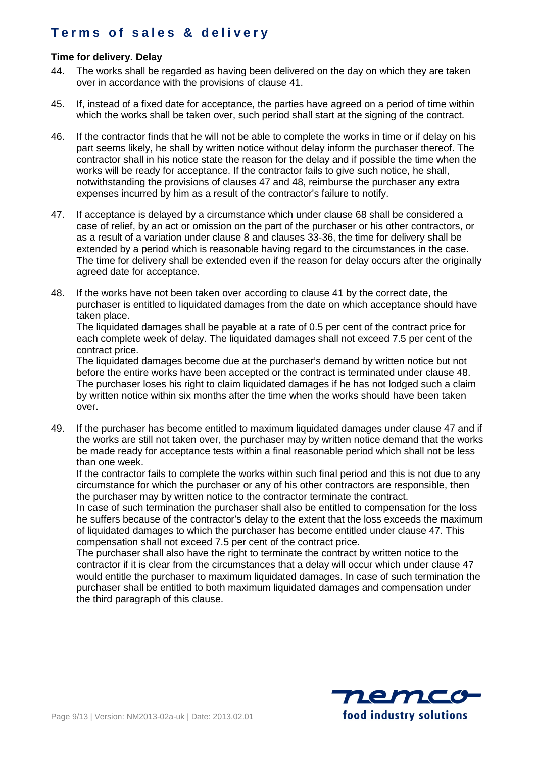# Terms of sales & delivery

**Time for delivery. Delay**

44. The works shall be regarded as having been delivered on the day on which they are taken over in accordance with the provisions of clause 41.

45. If, instead of a fixed date for acceptance, the parties have agreed on a period of time within which the works shall be taken over, such period shall start at the signing of the contract.

46. If the contractor finds that he will not be able to complete the works in time or if delay on his part seems likely, he shall by written notice without delay inform the purchaser thereof. The contractor shall in his notice state the reason for the delay and if possible the time when the works will be ready for acceptance. If the contractor fails to give such notice, he shall, notwithstanding the provisions of clauses 47 and 48, reimburse the purchaser any extra expenses incurred by him as a result of the contractor's failure to notify.

47. If acceptance is delayed by a circumstance which under clause 68 shall be considered a case of relief, by an act or omission on the part of the purchaser or his other contractors, or as a result of a variation under clause 8 and clauses 33-36, the time for delivery shall be extended by a period which is reasonable having regard to the circumstances in the case. The time for delivery shall be extended even if the reason for delay occurs after the originally agreed date for acceptance.

48. If the works have not been taken over according to clause 41 by the correct date, the purchaser is entitled to liquidated damages from the date on which acceptance should have taken place.
    The liquidated damages shall be payable at a rate of 0.5 per cent of the contract price for each complete week of delay. The liquidated damages shall not exceed 7.5 per cent of the contract price.
    The liquidated damages become due at the purchaser's demand by written notice but not before the entire works have been accepted or the contract is terminated under clause 48.
    The purchaser loses his right to claim liquidated damages if he has not lodged such a claim by written notice within six months after the time when the works should have been taken over.

49. If the purchaser has become entitled to maximum liquidated damages under clause 47 and if the works are still not taken over, the purchaser may by written notice demand that the works be made ready for acceptance tests within a final reasonable period which shall not be less than one week.
    If the contractor fails to complete the works within such final period and this is not due to any circumstance for which the purchaser or any of his other contractors are responsible, then the purchaser may by written notice to the contractor terminate the contract.
    In case of such termination the purchaser shall also be entitled to compensation for the loss he suffers because of the contractor's delay to the extent that the loss exceeds the maximum of liquidated damages to which the purchaser has become entitled under clause 47. This compensation shall not exceed 7.5 per cent of the contract price.
    The purchaser shall also have the right to terminate the contract by written notice to the contractor if it is clear from the circumstances that a delay will occur which under clause 47 would entitle the purchaser to maximum liquidated damages. In case of such termination the purchaser shall be entitled to both maximum liquidated damages and compensation under the third paragraph of this clause.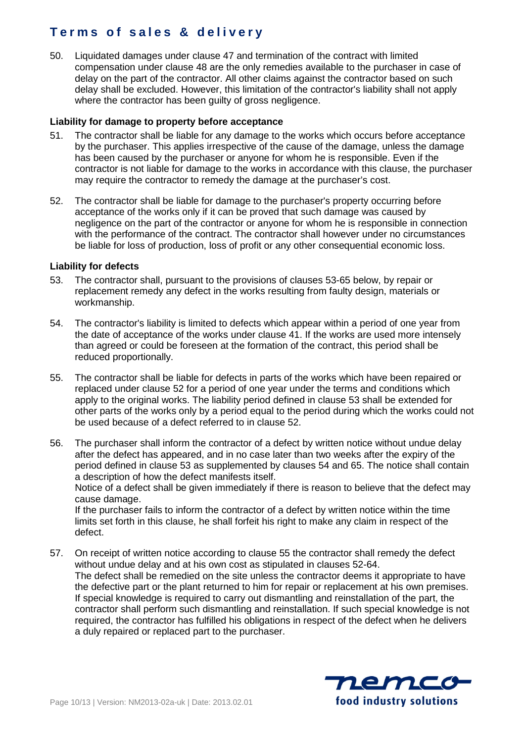50. Liquidated damages under clause 47 and termination of the contract with limited compensation under clause 48 are the only remedies available to the purchaser in case of delay on the part of the contractor. All other claims against the contractor based on such delay shall be excluded. However, this limitation of the contractor's liability shall not apply where the contractor has been guilty of gross negligence.

### Liability for damage to property before acceptance

51. The contractor shall be liable for any damage to the works which occurs before acceptance by the purchaser. This applies irrespective of the cause of the damage, unless the damage has been caused by the purchaser or anyone for whom he is responsible. Even if the contractor is not liable for damage to the works in accordance with this clause, the purchaser may require the contractor to remedy the damage at the purchaser's cost.

52. The contractor shall be liable for damage to the purchaser's property occurring before acceptance of the works only if it can be proved that such damage was caused by negligence on the part of the contractor or anyone for whom he is responsible in connection with the performance of the contract. The contractor shall however under no circumstances be liable for loss of production, loss of profit or any other consequential economic loss.

### Liability for defects

53. The contractor shall, pursuant to the provisions of clauses 53-65 below, by repair or replacement remedy any defect in the works resulting from faulty design, materials or workmanship.

54. The contractor's liability is limited to defects which appear within a period of one year from the date of acceptance of the works under clause 41. If the works are used more intensely than agreed or could be foreseen at the formation of the contract, this period shall be reduced proportionally.

55. The contractor shall be liable for defects in parts of the works which have been repaired or replaced under clause 52 for a period of one year under the terms and conditions which apply to the original works. The liability period defined in clause 53 shall be extended for other parts of the works only by a period equal to the period during which the works could not be used because of a defect referred to in clause 52.

56. The purchaser shall inform the contractor of a defect by written notice without undue delay after the defect has appeared, and in no case later than two weeks after the expiry of the period defined in clause 53 as supplemented by clauses 54 and 65. The notice shall contain a description of how the defect manifests itself.
Notice of a defect shall be given immediately if there is reason to believe that the defect may cause damage.
If the purchaser fails to inform the contractor of a defect by written notice within the time limits set forth in this clause, he shall forfeit his right to make any claim in respect of the defect.

57. On receipt of written notice according to clause 55 the contractor shall remedy the defect without undue delay and at his own cost as stipulated in clauses 52-64.
The defect shall be remedied on the site unless the contractor deems it appropriate to have the defective part or the plant returned to him for repair or replacement at his own premises. If special knowledge is required to carry out dismantling and reinstallation of the part, the contractor shall perform such dismantling and reinstallation. If such special knowledge is not required, the contractor has fulfilled his obligations in respect of the defect when he delivers a duly repaired or replaced part to the purchaser.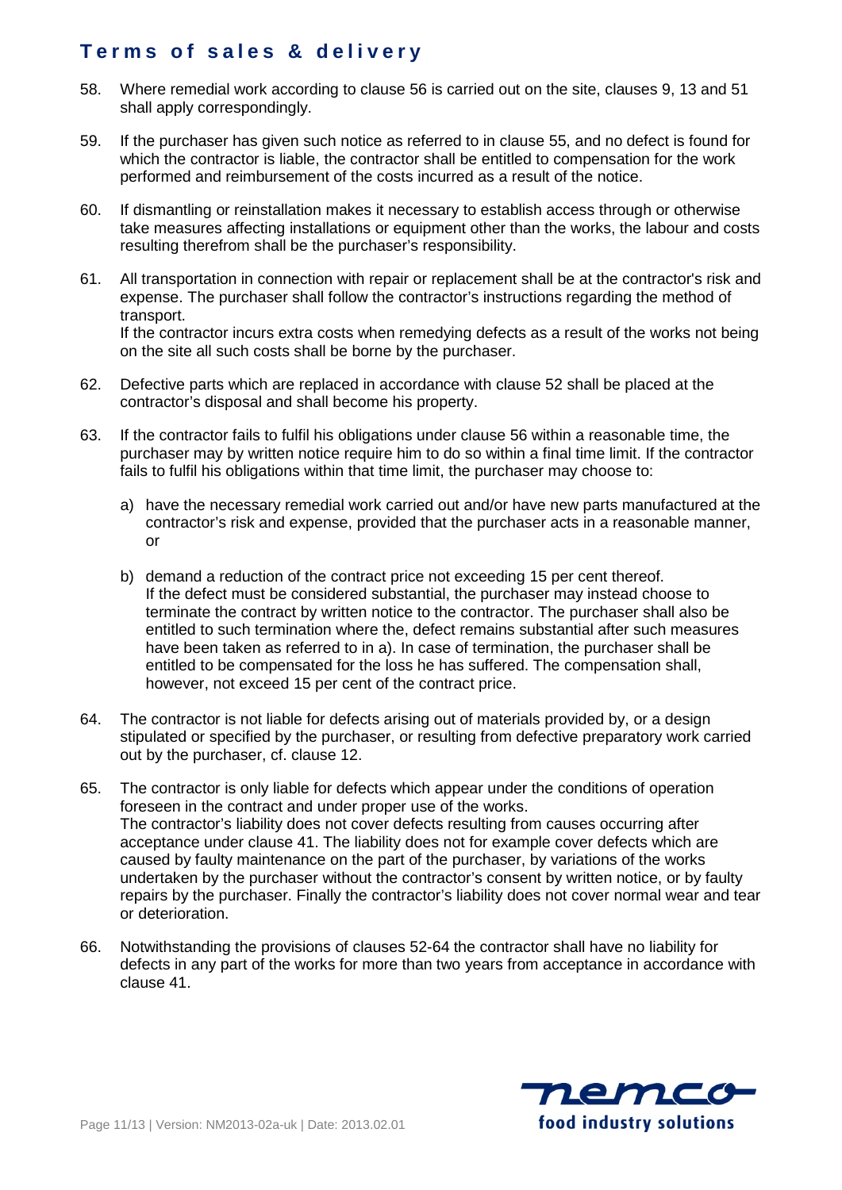58. Where remedial work according to clause 56 is carried out on the site, clauses 9, 13 and 51 shall apply correspondingly.

59. If the purchaser has given such notice as referred to in clause 55, and no defect is found for which the contractor is liable, the contractor shall be entitled to compensation for the work performed and reimbursement of the costs incurred as a result of the notice.

60. If dismantling or reinstallation makes it necessary to establish access through or otherwise take measures affecting installations or equipment other than the works, the labour and costs resulting therefrom shall be the purchaser's responsibility.

61. All transportation in connection with repair or replacement shall be at the contractor's risk and expense. The purchaser shall follow the contractor's instructions regarding the method of transport.
If the contractor incurs extra costs when remedying defects as a result of the works not being on the site all such costs shall be borne by the purchaser.

62. Defective parts which are replaced in accordance with clause 52 shall be placed at the contractor's disposal and shall become his property.

63. If the contractor fails to fulfil his obligations under clause 56 within a reasonable time, the purchaser may by written notice require him to do so within a final time limit. If the contractor fails to fulfil his obligations within that time limit, the purchaser may choose to:

    a) have the necessary remedial work carried out and/or have new parts manufactured at the contractor's risk and expense, provided that the purchaser acts in a reasonable manner, or

    b) demand a reduction of the contract price not exceeding 15 per cent thereof.
    If the defect must be considered substantial, the purchaser may instead choose to terminate the contract by written notice to the contractor. The purchaser shall also be entitled to such termination where the, defect remains substantial after such measures have been taken as referred to in a). In case of termination, the purchaser shall be entitled to be compensated for the loss he has suffered. The compensation shall, however, not exceed 15 per cent of the contract price.

64. The contractor is not liable for defects arising out of materials provided by, or a design stipulated or specified by the purchaser, or resulting from defective preparatory work carried out by the purchaser, cf. clause 12.

65. The contractor is only liable for defects which appear under the conditions of operation foreseen in the contract and under proper use of the works.
The contractor's liability does not cover defects resulting from causes occurring after acceptance under clause 41. The liability does not for example cover defects which are caused by faulty maintenance on the part of the purchaser, by variations of the works undertaken by the purchaser without the contractor's consent by written notice, or by faulty repairs by the purchaser. Finally the contractor's liability does not cover normal wear and tear or deterioration.

66. Notwithstanding the provisions of clauses 52-64 the contractor shall have no liability for defects in any part of the works for more than two years from acceptance in accordance with clause 41.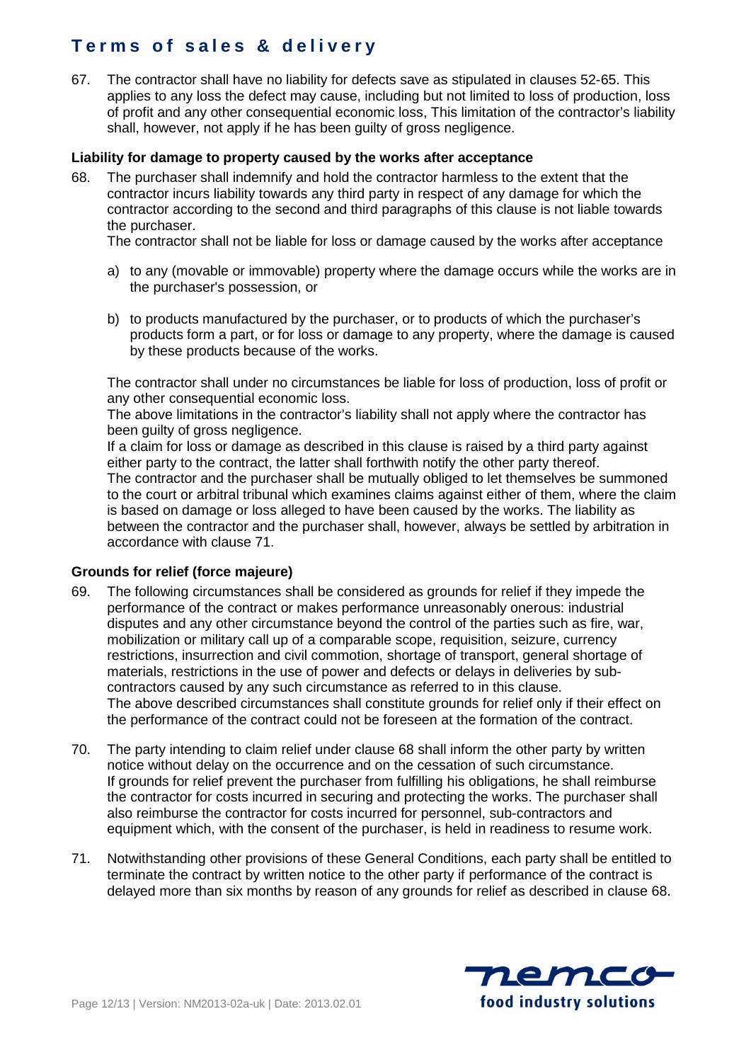67. The contractor shall have no liability for defects save as stipulated in clauses 52-65. This applies to any loss the defect may cause, including but not limited to loss of production, loss of profit and any other consequential economic loss, This limitation of the contractor's liability shall, however, not apply if he has been guilty of gross negligence.

### Liability for damage to property caused by the works after acceptance

68. The purchaser shall indemnify and hold the contractor harmless to the extent that the contractor incurs liability towards any third party in respect of any damage for which the contractor according to the second and third paragraphs of this clause is not liable towards the purchaser.
    The contractor shall not be liable for loss or damage caused by the works after acceptance

    a) to any (movable or immovable) property where the damage occurs while the works are in the purchaser's possession, or

    b) to products manufactured by the purchaser, or to products of which the purchaser's products form a part, or for loss or damage to any property, where the damage is caused by these products because of the works.

    The contractor shall under no circumstances be liable for loss of production, loss of profit or any other consequential economic loss.
    The above limitations in the contractor's liability shall not apply where the contractor has been guilty of gross negligence.
    If a claim for loss or damage as described in this clause is raised by a third party against either party to the contract, the latter shall forthwith notify the other party thereof.
    The contractor and the purchaser shall be mutually obliged to let themselves be summoned to the court or arbitral tribunal which examines claims against either of them, where the claim is based on damage or loss alleged to have been caused by the works. The liability as between the contractor and the purchaser shall, however, always be settled by arbitration in accordance with clause 71.

### Grounds for relief (force majeure)

69. The following circumstances shall be considered as grounds for relief if they impede the performance of the contract or makes performance unreasonably onerous: industrial disputes and any other circumstance beyond the control of the parties such as fire, war, mobilization or military call up of a comparable scope, requisition, seizure, currency restrictions, insurrection and civil commotion, shortage of transport, general shortage of materials, restrictions in the use of power and defects or delays in deliveries by sub-contractors caused by any such circumstance as referred to in this clause.
    The above described circumstances shall constitute grounds for relief only if their effect on the performance of the contract could not be foreseen at the formation of the contract.

70. The party intending to claim relief under clause 68 shall inform the other party by written notice without delay on the occurrence and on the cessation of such circumstance.
    If grounds for relief prevent the purchaser from fulfilling his obligations, he shall reimburse the contractor for costs incurred in securing and protecting the works. The purchaser shall also reimburse the contractor for costs incurred for personnel, sub-contractors and equipment which, with the consent of the purchaser, is held in readiness to resume work.

71. Notwithstanding other provisions of these General Conditions, each party shall be entitled to terminate the contract by written notice to the other party if performance of the contract is delayed more than six months by reason of any grounds for relief as described in clause 68.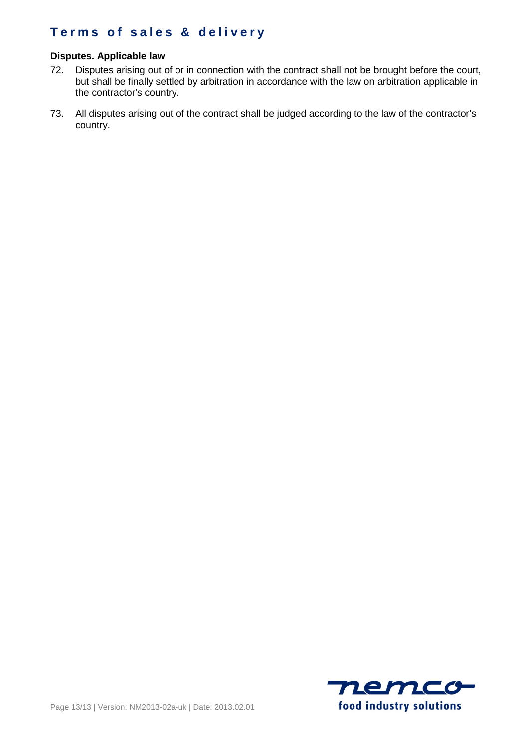## Disputes. Applicable law

72. Disputes arising out of or in connection with the contract shall not be brought before the court, but shall be finally settled by arbitration in accordance with the law on arbitration applicable in the contractor's country.

73. All disputes arising out of the contract shall be judged according to the law of the contractor's country.